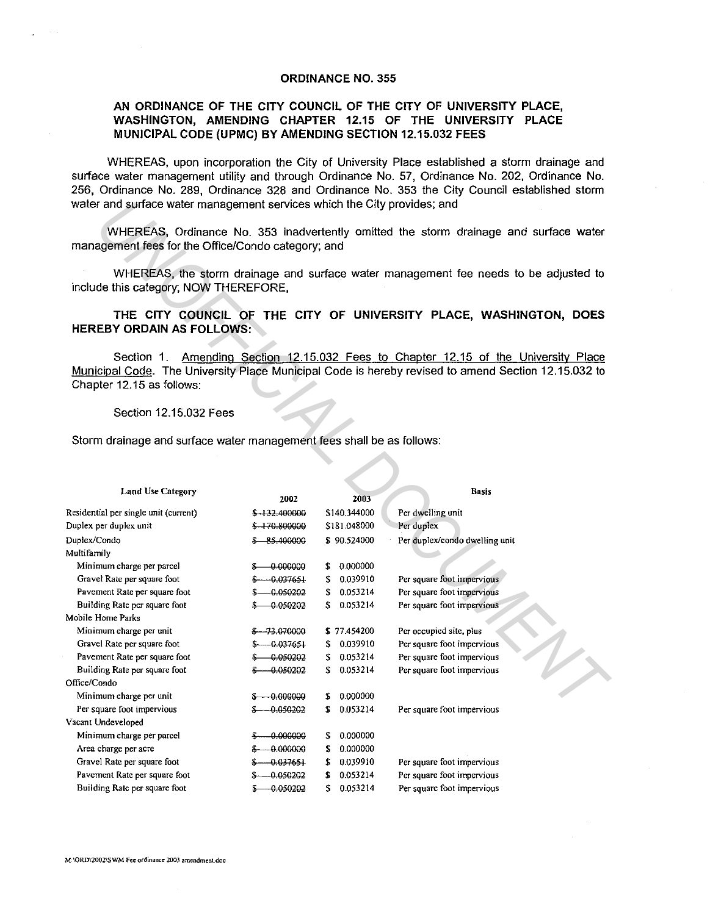# ORDINANCE NO. 355

## AN ORDINANCE OF THE CITY COUNCIL OF THE CITY OF UNIVERSITY PLACE, WASHINGTON, AMENDING CHAPTER 12.15 OF THE UNIVERSITY PLACE MUNICIPAL CODE (UPMC) BY AMENDING SECTION 12.15.032 FEES

WHEREAS, upon incorporation the City of University Place established a storm drainage and surface water management utility and through Ordinance No. 57, Ordinance No. 202, Ordinance No. 256, Ordinance No. 289, Ordinance 328 and Ordinance No. 353 the City Council established storm water and surface water management services which the City provides; and

WHEREAS, Ordinance No. 353 inadvertently omitted the storm drainage and surface water management fees for the Office/Condo category; and

WHEREAS, the storm drainage and surface water management fee needs to be adjusted to include this category; NOW THEREFORE,

**THE CITY COUNCIL OF THE CITY OF UNIVERSITY PLACE, WASHINGTON, DOES HEREBY ORDAIN AS FOLLOWS:**

Section 1. Amending Section 12.15.032 Fees to Chapter 12.15 of the University Place Municipal Code. The University Place Municipal Code is hereby revised to amend Section 12.15.032 to Chapter 12.15 as follows:

Section 12.15.032 Fees

Storm drainage and surface water management fees shall be as follows:

| Land Use Category | 2002 | 2003 | Basis |
|---|---|---|---|
| Residential per single unit (current) | ~~$ 132.400000~~ | $140.344000 | Per dwelling unit |
| Duplex per duplex unit | ~~$ 170.800000~~ | $181.048000 | Per duplex |
| Duplex/Condo | ~~$ 85.400000~~ | $ 90.524000 | Per duplex/condo dwelling unit |
| Multifamily | | | |
| Minimum charge per parcel | ~~$ 0.000000~~ | $ 0.000000 | |
| Gravel Rate per square foot | ~~$ 0.037651~~ | $ 0.039910 | Per square foot impervious |
| Pavement Rate per square foot | ~~$ 0.050202~~ | $ 0.053214 | Per square foot impervious |
| Building Rate per square foot | ~~$ 0.050202~~ | $ 0.053214 | Per square foot impervious |
| Mobile Home Parks | | | |
| Minimum charge per unit | ~~$ 73.070000~~ | $ 77.454200 | Per occupied site, plus |
| Gravel Rate per square foot | ~~$ 0.037651~~ | $ 0.039910 | Per square foot impervious |
| Pavement Rate per square foot | ~~$ 0.050202~~ | $ 0.053214 | Per square foot impervious |
| Building Rate per square foot | ~~$ 0.050202~~ | $ 0.053214 | Per square foot impervious |
| Office/Condo | | | |
| Minimum charge per unit | ~~$ 0.000000~~ | $ 0.000000 | |
| Per square foot impervious | ~~$ 0.050202~~ | $ 0.053214 | Per square foot impervious |
| Vacant Undeveloped | | | |
| Minimum charge per parcel | ~~$ 0.000000~~ | $ 0.000000 | |
| Area charge per acre | ~~$ 0.000000~~ | $ 0.000000 | |
| Gravel Rate per square foot | ~~$ 0.037651~~ | $ 0.039910 | Per square foot impervious |
| Pavement Rate per square foot | ~~$ 0.050202~~ | $ 0.053214 | Per square foot impervious |
| Building Rate per square foot | ~~$ 0.050202~~ | $ 0.053214 | Per square foot impervious |

M:\ORD\2002\SWM Fee ordinance 2003 amendment.doc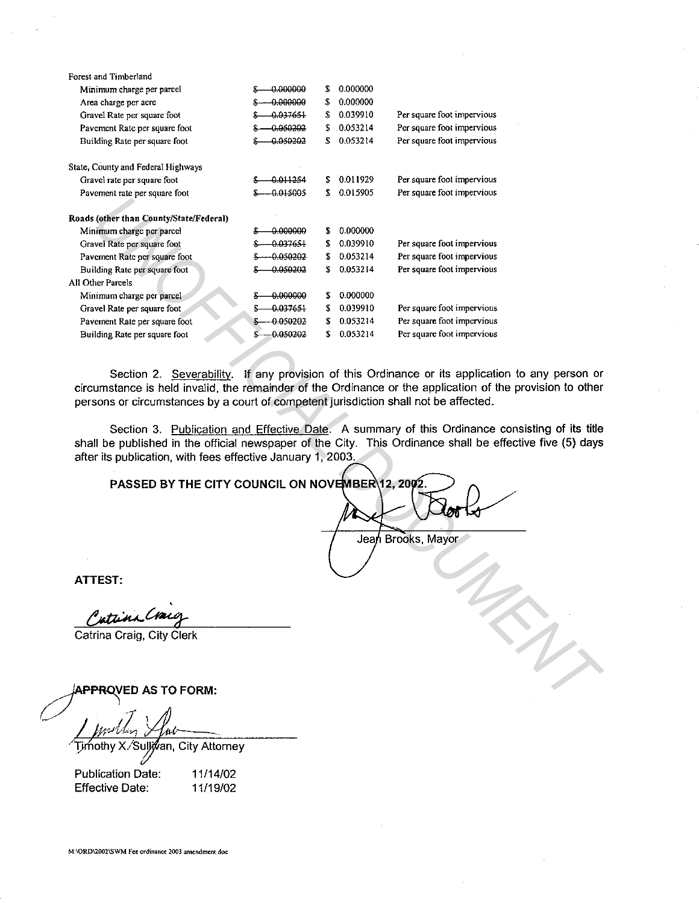| | | | |
|---|---|---|---|
| Forest and Timberland | | | |
| Minimum charge per parcel | ~~$ 0.000000~~ | $ 0.000000 | |
| Area charge per acre | ~~$ 0.000000~~ | $ 0.000000 | |
| Gravel Rate per square foot | ~~$ 0.037651~~ | $ 0.039910 | Per square foot impervious |
| Pavement Rate per square foot | ~~$ 0.050202~~ | $ 0.053214 | Per square foot impervious |
| Building Rate per square foot | ~~$ 0.050202~~ | $ 0.053214 | Per square foot impervious |
| State, County and Federal Highways | | | |
| Gravel rate per square foot | ~~$ 0.011254~~ | $ 0.011929 | Per square foot impervious |
| Pavement rate per square foot | ~~$ 0.015005~~ | $ 0.015905 | Per square foot impervious |
| **Roads (other than County/State/Federal)** | | | |
| Minimum charge per parcel | ~~$ 0.000000~~ | $ 0.000000 | |
| Gravel Rate per square foot | ~~$ 0.037651~~ | $ 0.039910 | Per square foot impervious |
| Pavement Rate per square foot | ~~$ 0.050202~~ | $ 0.053214 | Per square foot impervious |
| Building Rate per square foot | ~~$ 0.050202~~ | $ 0.053214 | Per square foot impervious |
| All Other Parcels | | | |
| Minimum charge per parcel | ~~$ 0.000000~~ | $ 0.000000 | |
| Gravel Rate per square foot | ~~$ 0.037651~~ | $ 0.039910 | Per square foot impervious |
| Pavement Rate per square foot | ~~$ 0.050202~~ | $ 0.053214 | Per square foot impervious |
| Building Rate per square foot | ~~$ 0.050202~~ | $ 0.053214 | Per square foot impervious |

Section 2. Severability. If any provision of this Ordinance or its application to any person or circumstance is held invalid, the remainder of the Ordinance or the application of the provision to other persons or circumstances by a court of competent jurisdiction shall not be affected.

Section 3. Publication and Effective Date. A summary of this Ordinance consisting of its title shall be published in the official newspaper of the City. This Ordinance shall be effective five (5) days after its publication, with fees effective January 1, 2003.

**PASSED BY THE CITY COUNCIL ON NOVEMBER 12, 2002.**

Jean Brooks, Mayor

**ATTEST:**

Catrina Craig, City Clerk

**APPROVED AS TO FORM:**

Timothy X. Sullivan, City Attorney

Publication Date: 11/14/02
Effective Date: 11/19/02

M:\ORD\2002\SWM Fee ordinance 2003 amendment.doc